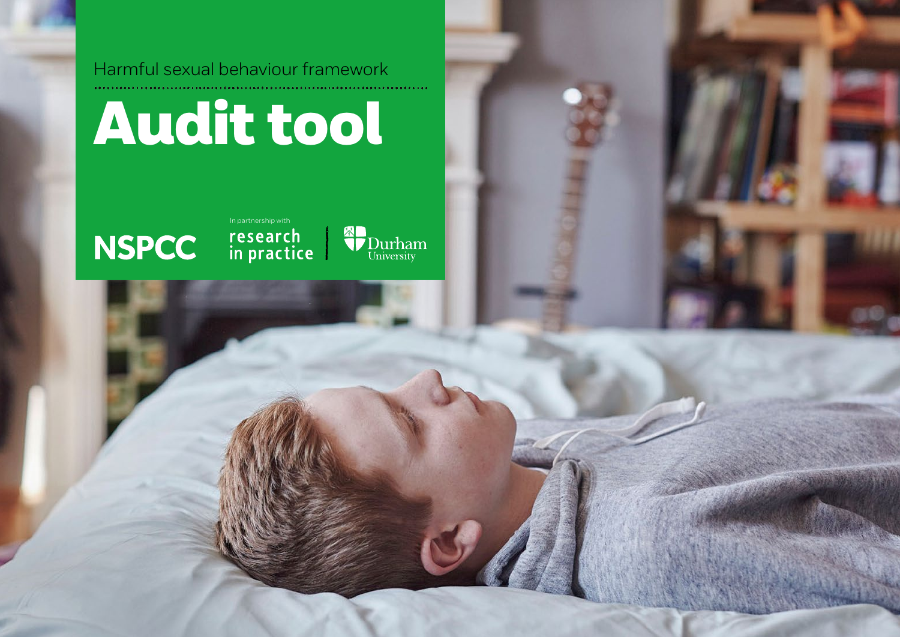Harmful sexual behaviour framework

# Audit tool

NSPCC

In partnership with

research in practice | Durham University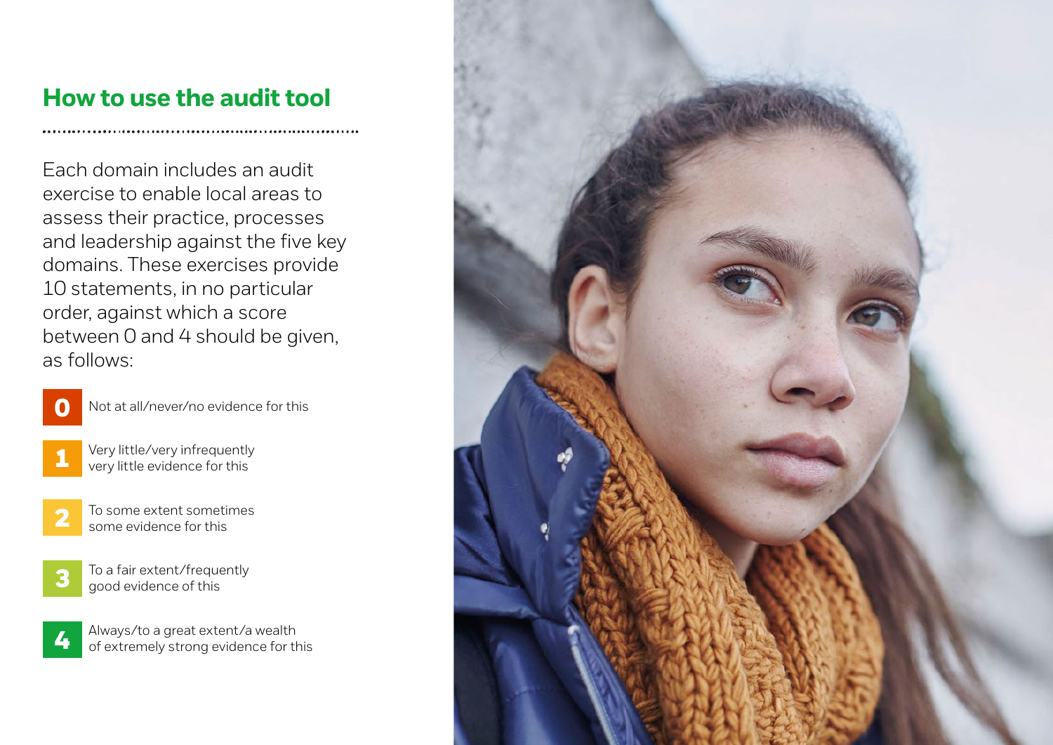## How to use the audit tool

Each domain includes an audit exercise to enable local areas to assess their practice, processes and leadership against the five key domains. These exercises provide 10 statements, in no particular order, against which a score between 0 and 4 should be given, as follows:

- **0** Not at all/never/no evidence for this
- **1** Very little/very infrequently very little evidence for this
- **2** To some extent sometimes some evidence for this
- **3** To a fair extent/frequently good evidence of this
- **4** Always/to a great extent/a wealth of extremely strong evidence for this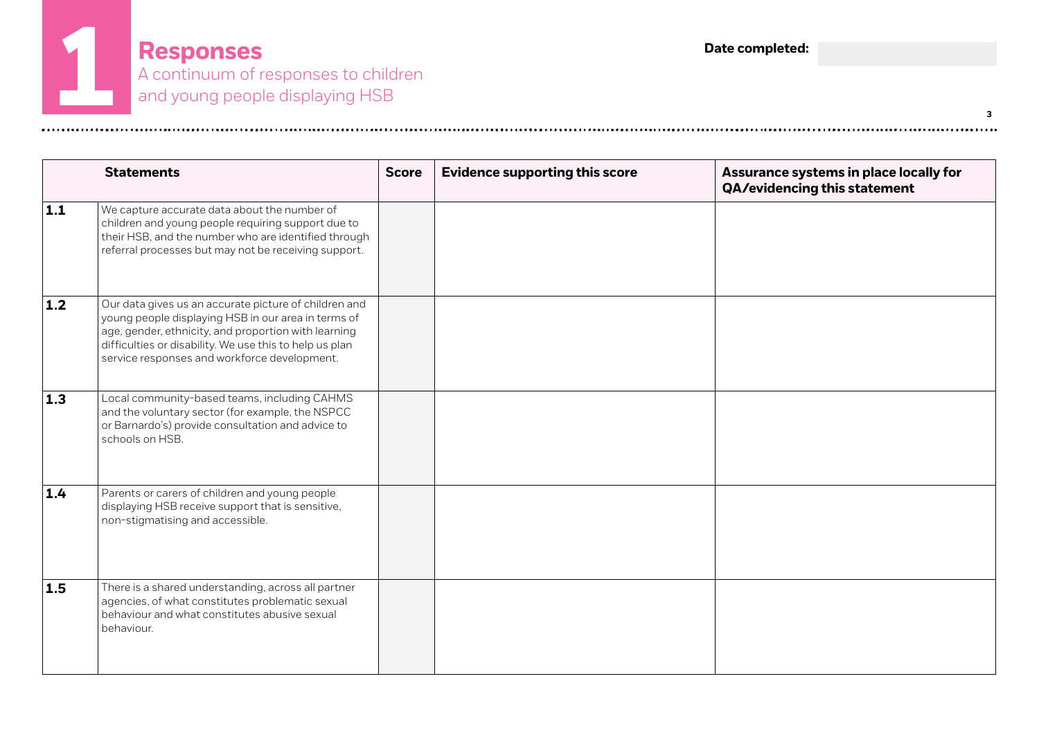# 1 Responses

## A continuum of responses to children and young people displaying HSB

**Date completed:**

| | Statements | Score | Evidence supporting this score | Assurance systems in place locally for QA/evidencing this statement |
|---|---|---|---|---|
| **1.1** | We capture accurate data about the number of children and young people requiring support due to their HSB, and the number who are identified through referral processes but may not be receiving support. | | | |
| **1.2** | Our data gives us an accurate picture of children and young people displaying HSB in our area in terms of age, gender, ethnicity, and proportion with learning difficulties or disability. We use this to help us plan service responses and workforce development. | | | |
| **1.3** | Local community-based teams, including CAHMS and the voluntary sector (for example, the NSPCC or Barnardo's) provide consultation and advice to schools on HSB. | | | |
| **1.4** | Parents or carers of children and young people displaying HSB receive support that is sensitive, non-stigmatising and accessible. | | | |
| **1.5** | There is a shared understanding, across all partner agencies, of what constitutes problematic sexual behaviour and what constitutes abusive sexual behaviour. | | | |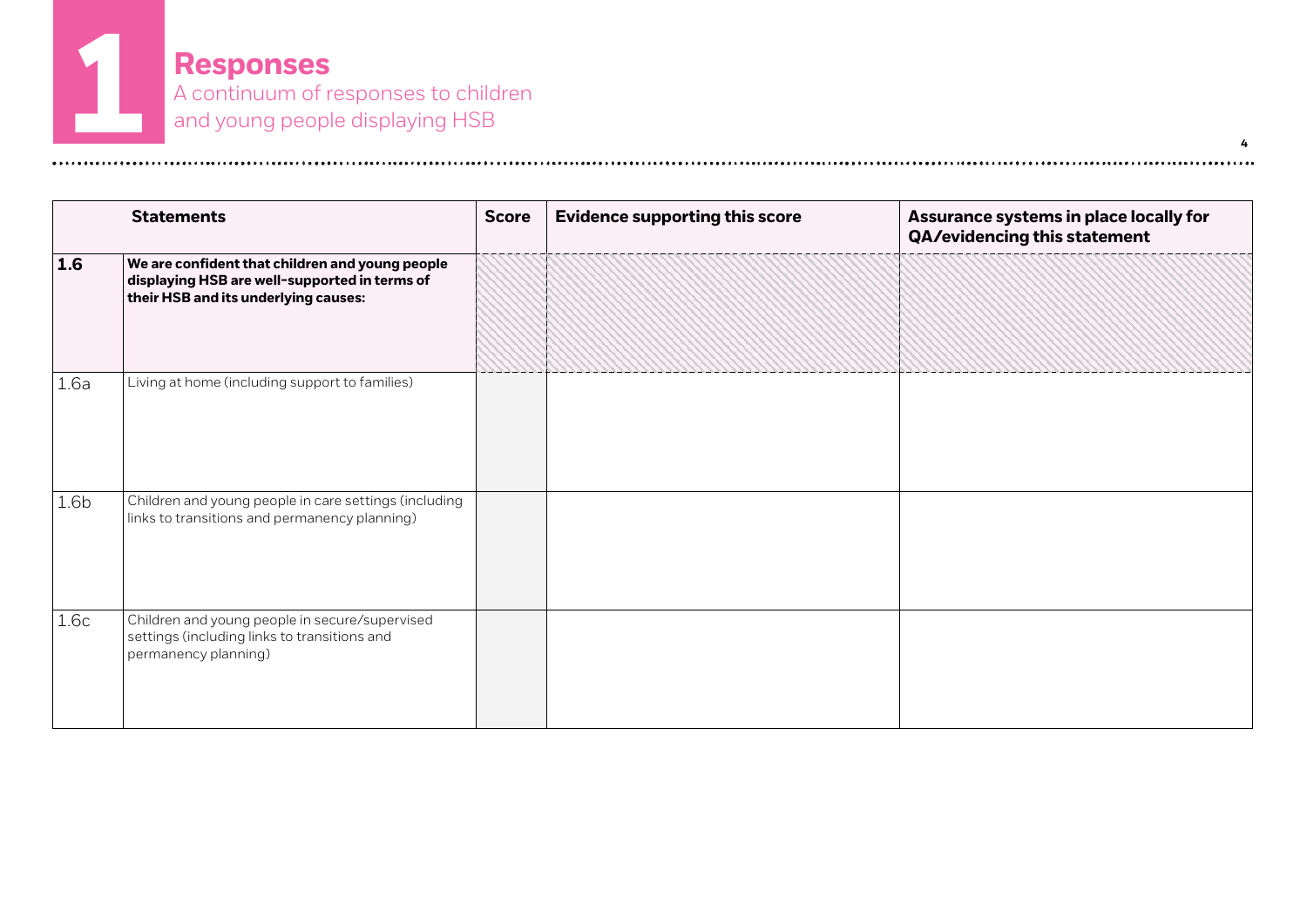# 1 Responses

A continuum of responses to children and young people displaying HSB

| Statements | | Score | Evidence supporting this score | Assurance systems in place locally for QA/evidencing this statement |
|---|---|---|---|---|
| **1.6** | **We are confident that children and young people displaying HSB are well-supported in terms of their HSB and its underlying causes:** | | | |
| 1.6a | Living at home (including support to families) | | | |
| 1.6b | Children and young people in care settings (including links to transitions and permanency planning) | | | |
| 1.6c | Children and young people in secure/supervised settings (including links to transitions and permanency planning) | | | |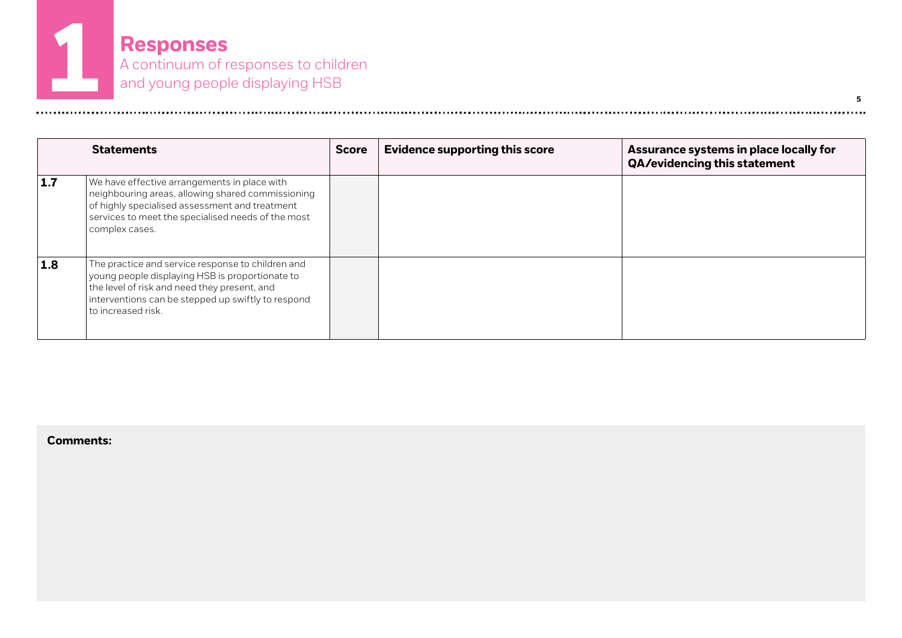# 1 Responses

A continuum of responses to children and young people displaying HSB

| Statements | | Score | Evidence supporting this score | Assurance systems in place locally for QA/evidencing this statement |
|---|---|---|---|---|
| **1.7** | We have effective arrangements in place with neighbouring areas, allowing shared commissioning of highly specialised assessment and treatment services to meet the specialised needs of the most complex cases. | | | |
| **1.8** | The practice and service response to children and young people displaying HSB is proportionate to the level of risk and need they present, and interventions can be stepped up swiftly to respond to increased risk. | | | |

**Comments:**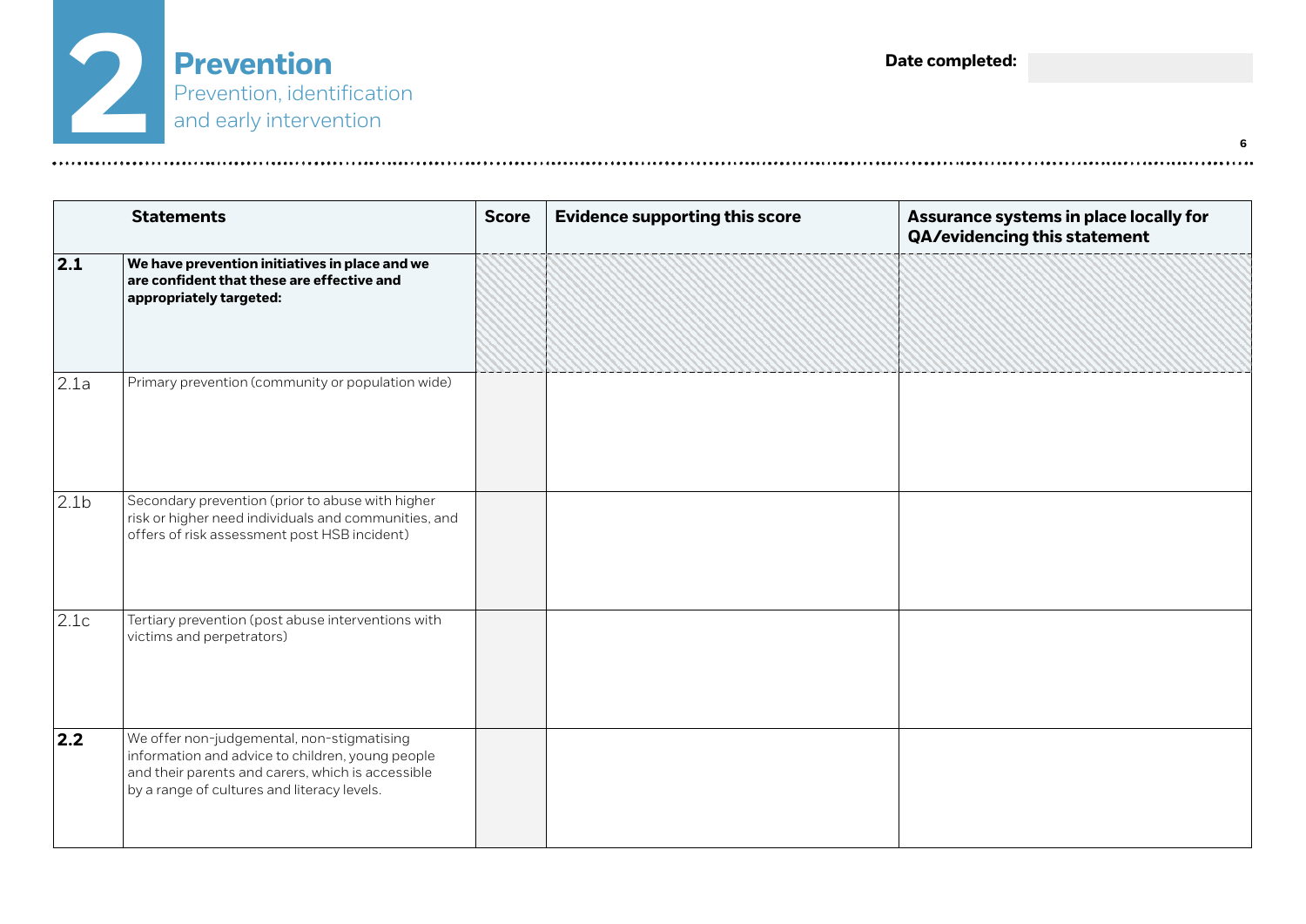# 2 Prevention

## Prevention, identification and early intervention

**Date completed:**

| | Statements | Score | Evidence supporting this score | Assurance systems in place locally for QA/evidencing this statement |
|---|---|---|---|---|
| **2.1** | **We have prevention initiatives in place and we are confident that these are effective and appropriately targeted:** | | | |
| 2.1a | Primary prevention (community or population wide) | | | |
| 2.1b | Secondary prevention (prior to abuse with higher risk or higher need individuals and communities, and offers of risk assessment post HSB incident) | | | |
| 2.1c | Tertiary prevention (post abuse interventions with victims and perpetrators) | | | |
| **2.2** | We offer non-judgemental, non-stigmatising information and advice to children, young people and their parents and carers, which is accessible by a range of cultures and literacy levels. | | | |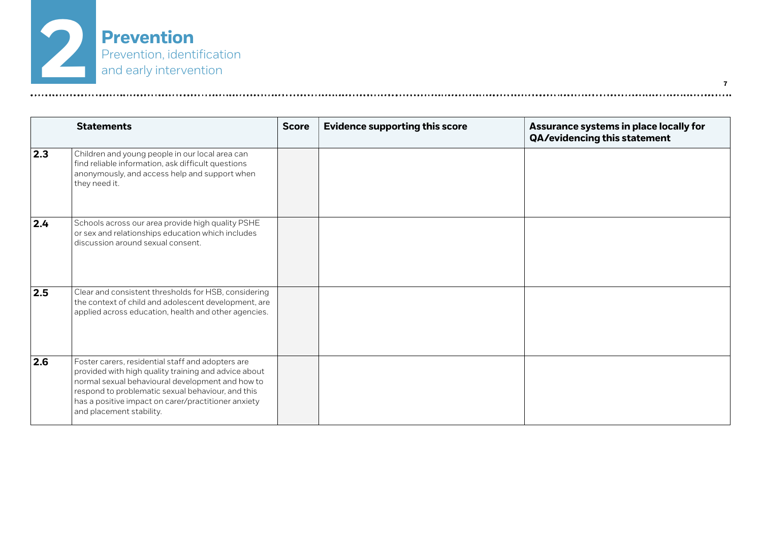# 2 Prevention

## Prevention, identification and early intervention

| | Statements | Score | Evidence supporting this score | Assurance systems in place locally for QA/evidencing this statement |
|---|---|---|---|---|
| **2.3** | Children and young people in our local area can find reliable information, ask difficult questions anonymously, and access help and support when they need it. | | | |
| **2.4** | Schools across our area provide high quality PSHE or sex and relationships education which includes discussion around sexual consent. | | | |
| **2.5** | Clear and consistent thresholds for HSB, considering the context of child and adolescent development, are applied across education, health and other agencies. | | | |
| **2.6** | Foster carers, residential staff and adopters are provided with high quality training and advice about normal sexual behavioural development and how to respond to problematic sexual behaviour, and this has a positive impact on carer/practitioner anxiety and placement stability. | | | |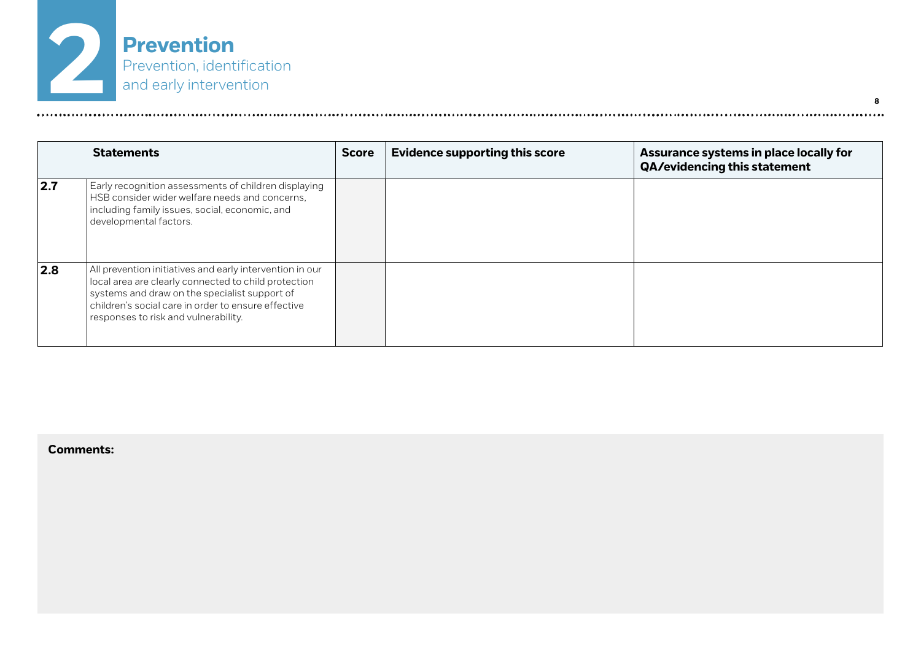# 2 Prevention

## Prevention, identification and early intervention

| Statements | | Score | Evidence supporting this score | Assurance systems in place locally for QA/evidencing this statement |
|---|---|---|---|---|
| **2.7** | Early recognition assessments of children displaying HSB consider wider welfare needs and concerns, including family issues, social, economic, and developmental factors. | | | |
| **2.8** | All prevention initiatives and early intervention in our local area are clearly connected to child protection systems and draw on the specialist support of children's social care in order to ensure effective responses to risk and vulnerability. | | | |

**Comments:**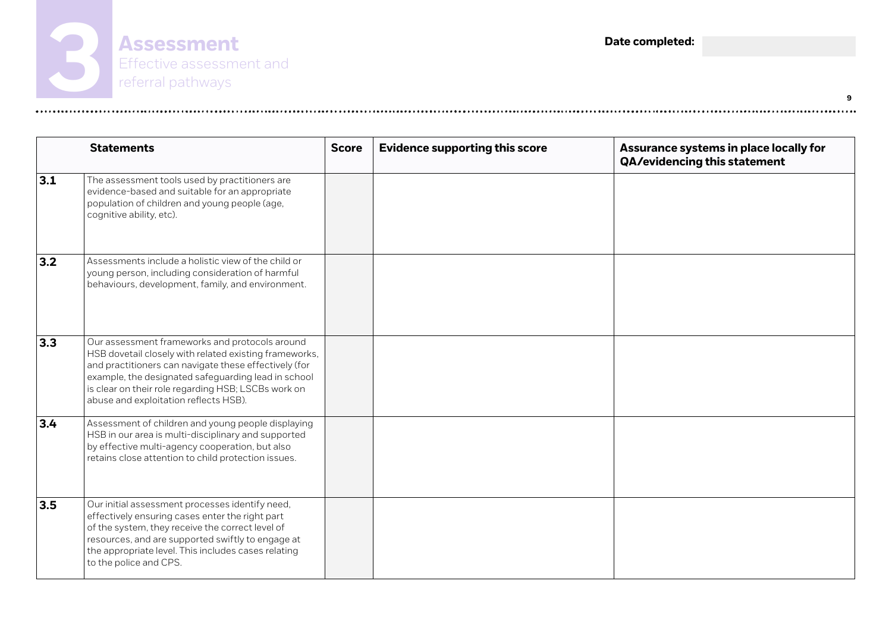# 3 Assessment

## Effective assessment and referral pathways

**Date completed:**

| | Statements | Score | Evidence supporting this score | Assurance systems in place locally for QA/evidencing this statement |
|---|---|---|---|---|
| **3.1** | The assessment tools used by practitioners are evidence-based and suitable for an appropriate population of children and young people (age, cognitive ability, etc). | | | |
| **3.2** | Assessments include a holistic view of the child or young person, including consideration of harmful behaviours, development, family, and environment. | | | |
| **3.3** | Our assessment frameworks and protocols around HSB dovetail closely with related existing frameworks, and practitioners can navigate these effectively (for example, the designated safeguarding lead in school is clear on their role regarding HSB; LSCBs work on abuse and exploitation reflects HSB). | | | |
| **3.4** | Assessment of children and young people displaying HSB in our area is multi-disciplinary and supported by effective multi-agency cooperation, but also retains close attention to child protection issues. | | | |
| **3.5** | Our initial assessment processes identify need, effectively ensuring cases enter the right part of the system, they receive the correct level of resources, and are supported swiftly to engage at the appropriate level. This includes cases relating to the police and CPS. | | | |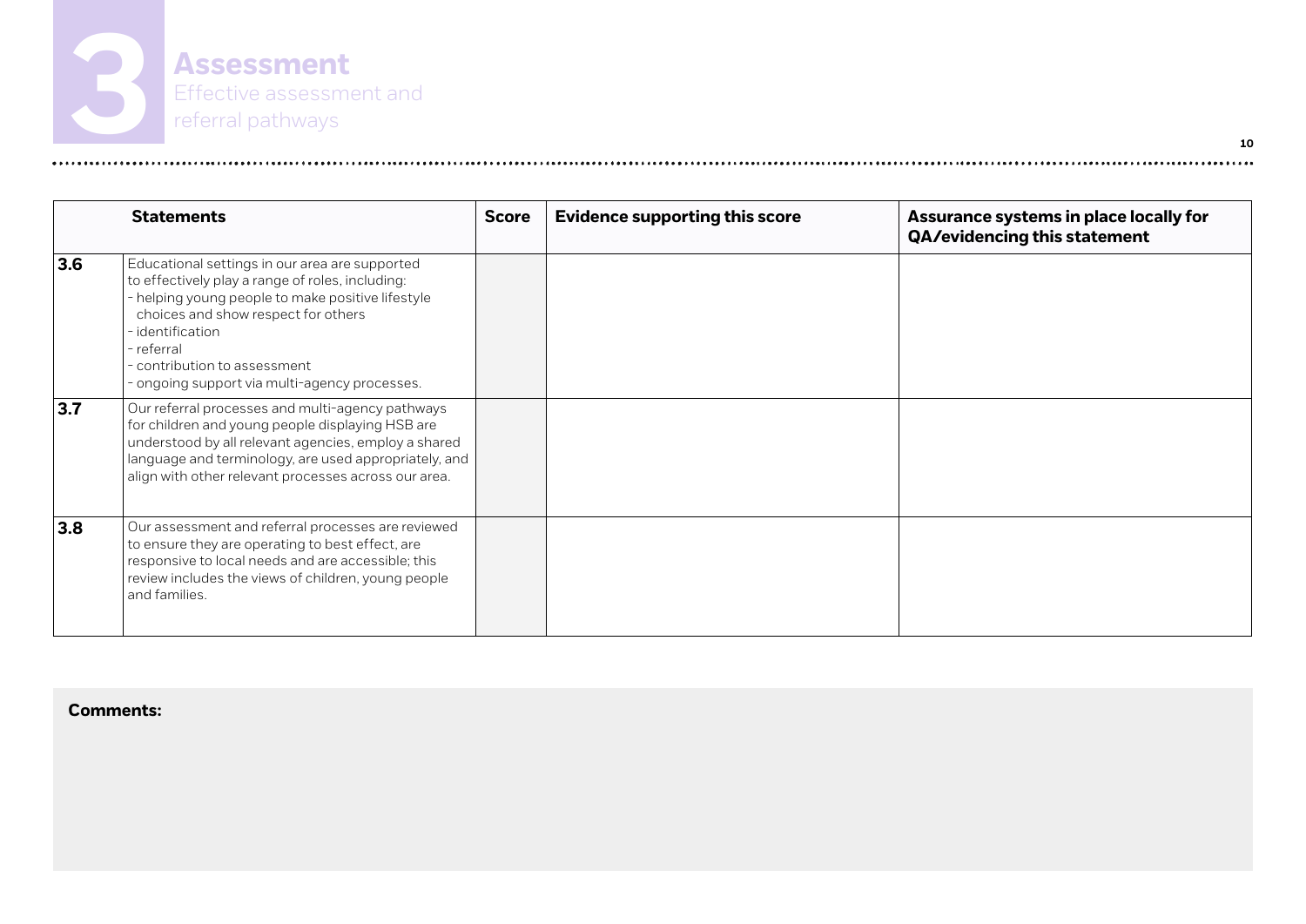# 3 Assessment

## Effective assessment and referral pathways

| Statements | | Score | Evidence supporting this score | Assurance systems in place locally for QA/evidencing this statement |
|---|---|---|---|---|
| **3.6** | Educational settings in our area are supported to effectively play a range of roles, including:<br>- helping young people to make positive lifestyle choices and show respect for others<br>- identification<br>- referral<br>- contribution to assessment<br>- ongoing support via multi-agency processes. | | | |
| **3.7** | Our referral processes and multi-agency pathways for children and young people displaying HSB are understood by all relevant agencies, employ a shared language and terminology, are used appropriately, and align with other relevant processes across our area. | | | |
| **3.8** | Our assessment and referral processes are reviewed to ensure they are operating to best effect, are responsive to local needs and are accessible; this review includes the views of children, young people and families. | | | |

**Comments:**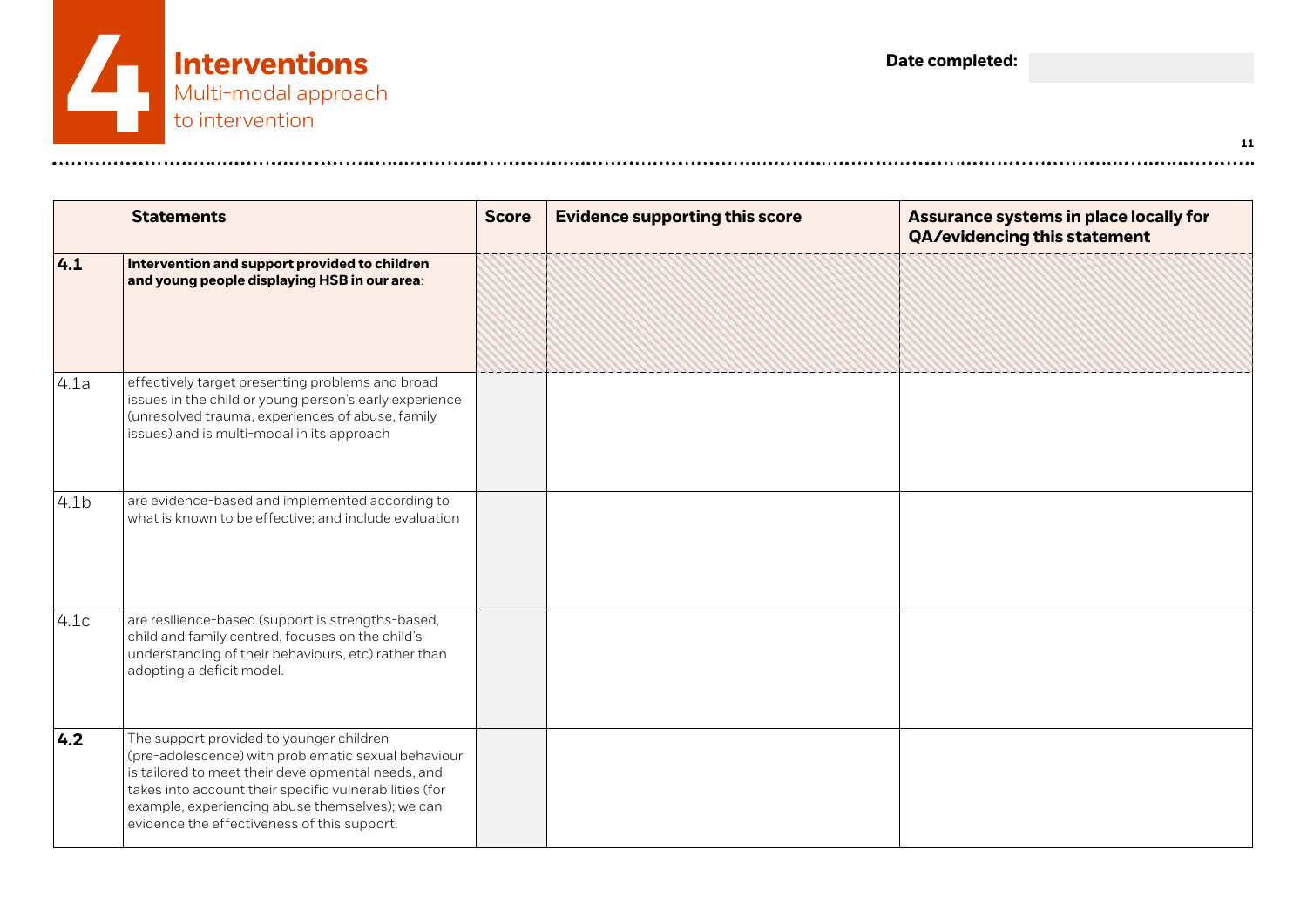# 4 Interventions

Multi-modal approach to intervention

**Date completed:**

| | Statements | Score | Evidence supporting this score | Assurance systems in place locally for QA/evidencing this statement |
|---|---|---|---|---|
| **4.1** | **Intervention and support provided to children and young people displaying HSB in our area**: | | | |
| 4.1a | effectively target presenting problems and broad issues in the child or young person's early experience (unresolved trauma, experiences of abuse, family issues) and is multi-modal in its approach | | | |
| 4.1b | are evidence-based and implemented according to what is known to be effective; and include evaluation | | | |
| 4.1c | are resilience-based (support is strengths-based, child and family centred, focuses on the child's understanding of their behaviours, etc) rather than adopting a deficit model. | | | |
| **4.2** | The support provided to younger children (pre-adolescence) with problematic sexual behaviour is tailored to meet their developmental needs, and takes into account their specific vulnerabilities (for example, experiencing abuse themselves); we can evidence the effectiveness of this support. | | | |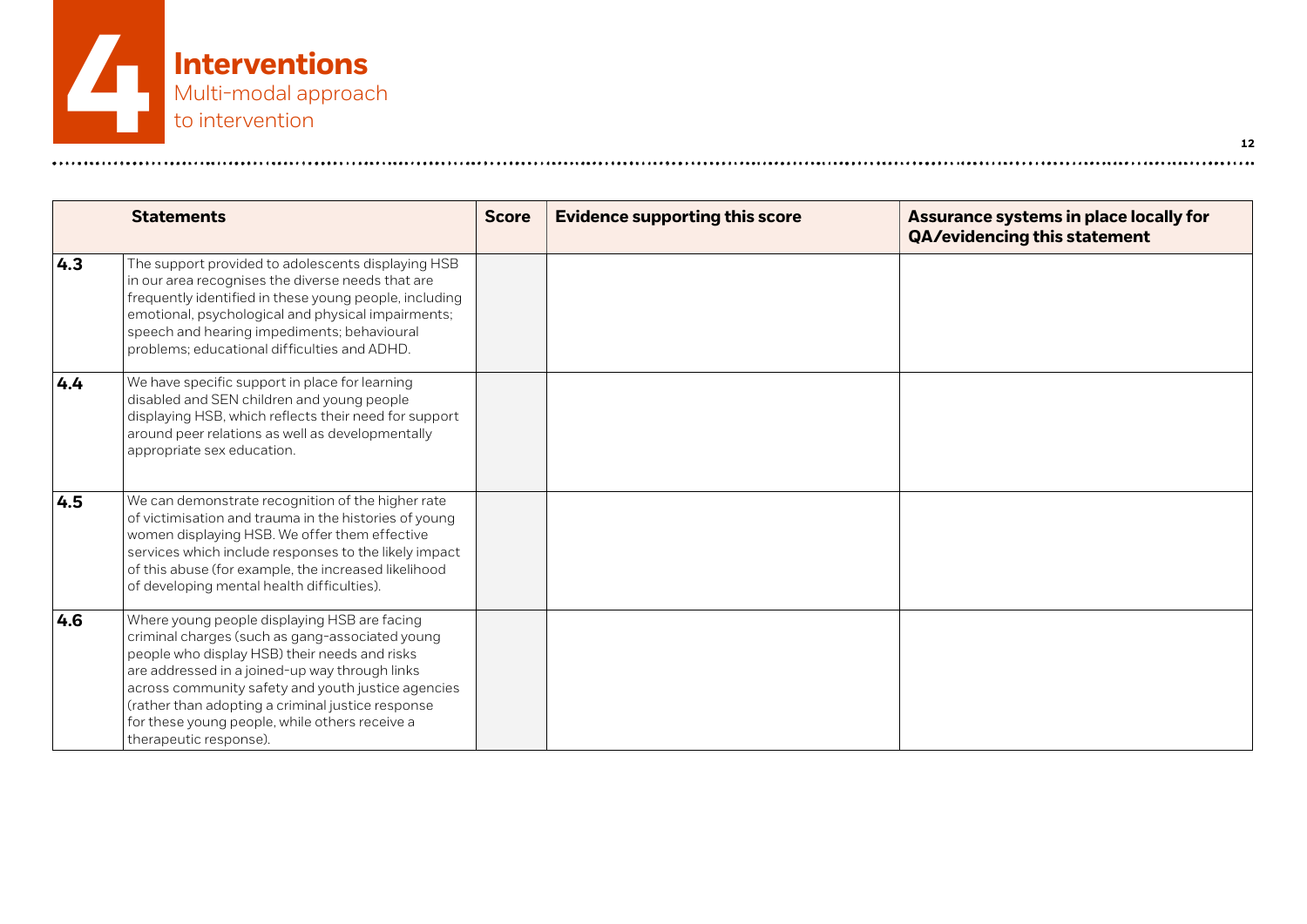# 4 Interventions

## Multi-modal approach to intervention

| | Statements | Score | Evidence supporting this score | Assurance systems in place locally for QA/evidencing this statement |
|---|---|---|---|---|
| **4.3** | The support provided to adolescents displaying HSB in our area recognises the diverse needs that are frequently identified in these young people, including emotional, psychological and physical impairments; speech and hearing impediments; behavioural problems; educational difficulties and ADHD. | | | |
| **4.4** | We have specific support in place for learning disabled and SEN children and young people displaying HSB, which reflects their need for support around peer relations as well as developmentally appropriate sex education. | | | |
| **4.5** | We can demonstrate recognition of the higher rate of victimisation and trauma in the histories of young women displaying HSB. We offer them effective services which include responses to the likely impact of this abuse (for example, the increased likelihood of developing mental health difficulties). | | | |
| **4.6** | Where young people displaying HSB are facing criminal charges (such as gang-associated young people who display HSB) their needs and risks are addressed in a joined-up way through links across community safety and youth justice agencies (rather than adopting a criminal justice response for these young people, while others receive a therapeutic response). | | | |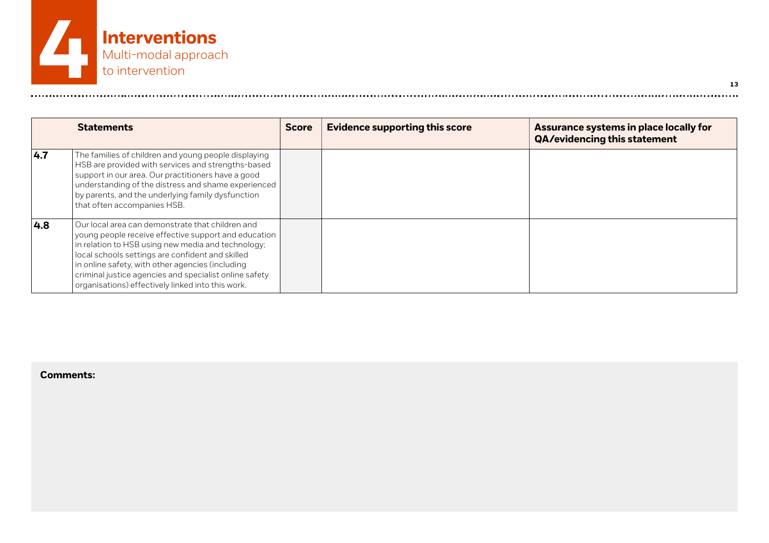# 4 Interventions

## Multi-modal approach to intervention

| Statements | | Score | Evidence supporting this score | Assurance systems in place locally for QA/evidencing this statement |
|---|---|---|---|---|
| **4.7** | The families of children and young people displaying HSB are provided with services and strengths-based support in our area. Our practitioners have a good understanding of the distress and shame experienced by parents, and the underlying family dysfunction that often accompanies HSB. | | | |
| **4.8** | Our local area can demonstrate that children and young people receive effective support and education in relation to HSB using new media and technology; local schools settings are confident and skilled in online safety, with other agencies (including criminal justice agencies and specialist online safety organisations) effectively linked into this work. | | | |

**Comments:**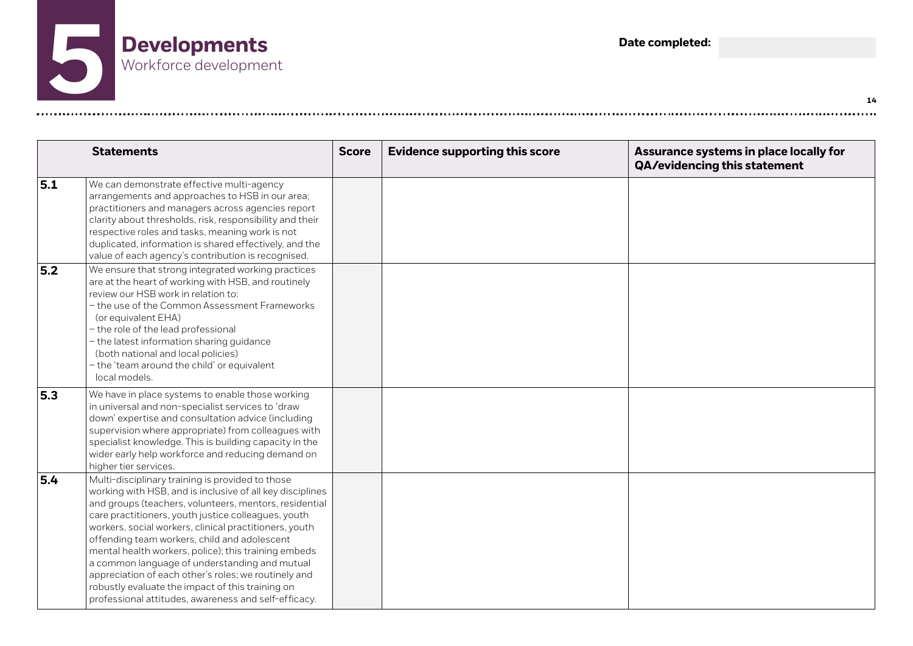# 5 Developments

## Workforce development

**Date completed:**

| | Statements | Score | Evidence supporting this score | Assurance systems in place locally for QA/evidencing this statement |
|---|---|---|---|---|
| **5.1** | We can demonstrate effective multi-agency arrangements and approaches to HSB in our area; practitioners and managers across agencies report clarity about thresholds, risk, responsibility and their respective roles and tasks, meaning work is not duplicated, information is shared effectively, and the value of each agency's contribution is recognised. | | | |
| **5.2** | We ensure that strong integrated working practices are at the heart of working with HSB, and routinely review our HSB work in relation to:<br>– the use of the Common Assessment Frameworks (or equivalent EHA)<br>– the role of the lead professional<br>– the latest information sharing guidance (both national and local policies)<br>– the 'team around the child' or equivalent local models. | | | |
| **5.3** | We have in place systems to enable those working in universal and non-specialist services to 'draw down' expertise and consultation advice (including supervision where appropriate) from colleagues with specialist knowledge. This is building capacity in the wider early help workforce and reducing demand on higher tier services. | | | |
| **5.4** | Multi-disciplinary training is provided to those working with HSB, and is inclusive of all key disciplines and groups (teachers, volunteers, mentors, residential care practitioners, youth justice colleagues, youth workers, social workers, clinical practitioners, youth offending team workers, child and adolescent mental health workers, police); this training embeds a common language of understanding and mutual appreciation of each other's roles; we routinely and robustly evaluate the impact of this training on professional attitudes, awareness and self-efficacy. | | | |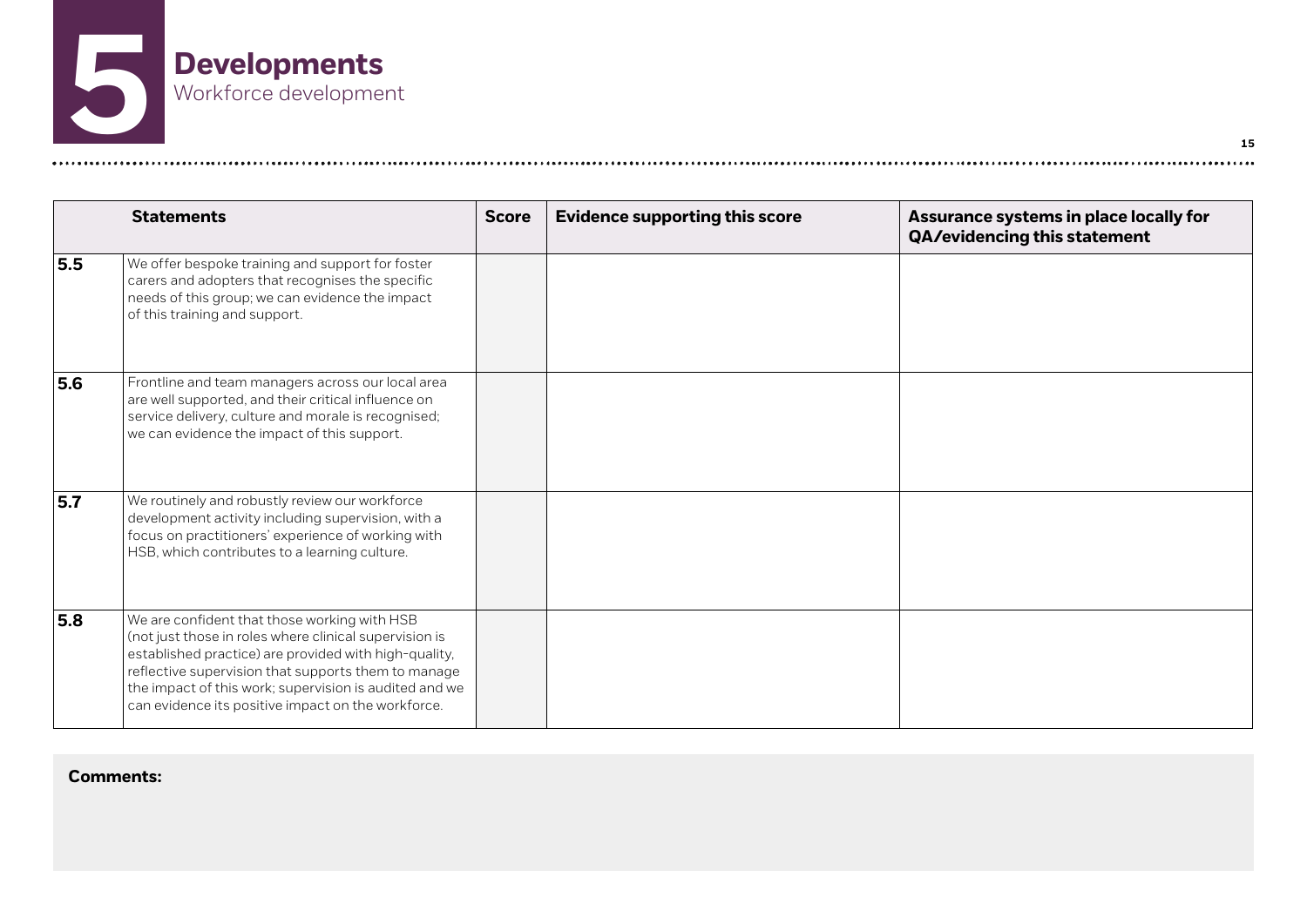# 5 Developments

## Workforce development

| Statements | | Score | Evidence supporting this score | Assurance systems in place locally for QA/evidencing this statement |
| --- | --- | --- | --- | --- |
| **5.5** | We offer bespoke training and support for foster carers and adopters that recognises the specific needs of this group; we can evidence the impact of this training and support. | | | |
| **5.6** | Frontline and team managers across our local area are well supported, and their critical influence on service delivery, culture and morale is recognised; we can evidence the impact of this support. | | | |
| **5.7** | We routinely and robustly review our workforce development activity including supervision, with a focus on practitioners' experience of working with HSB, which contributes to a learning culture. | | | |
| **5.8** | We are confident that those working with HSB (not just those in roles where clinical supervision is established practice) are provided with high-quality, reflective supervision that supports them to manage the impact of this work; supervision is audited and we can evidence its positive impact on the workforce. | | | |

**Comments:**